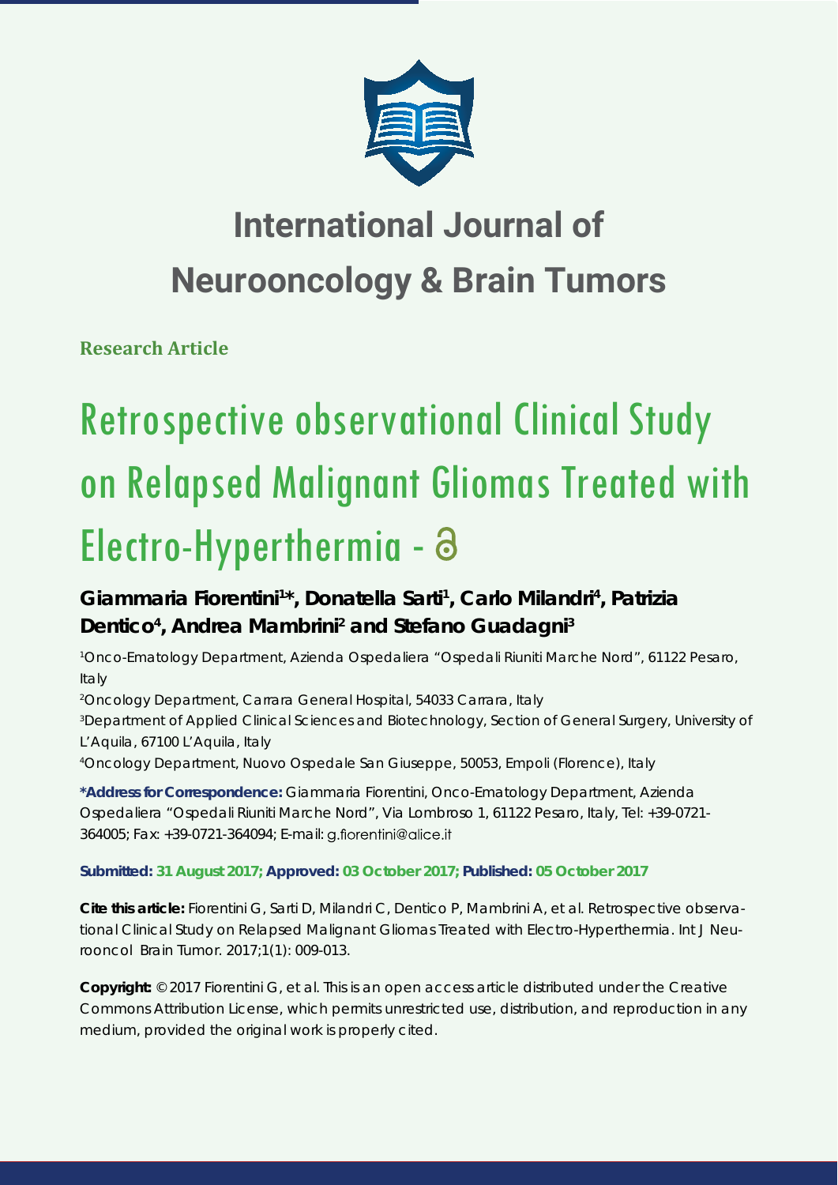# International Journal of Neurooncology & Brain Tumors

**Research Article**

# Retrospective observational Clinical Study on Relapsed Malignant Gliomas Treated with Electro-Hyperthermia

**Giammaria Fiorentini[1]*, Donatella Sarti[1], Carlo Milandri[4], Patrizia Dentico[4], Andrea Mambrini[2] and Stefano Guadagni[3]**

[1]Onco-Ematology Department, Azienda Ospedaliera "Ospedali Riuniti Marche Nord", 61122 Pesaro, Italy

[2]Oncology Department, Carrara General Hospital, 54033 Carrara, Italy

[3]Department of Applied Clinical Sciences and Biotechnology, Section of General Surgery, University of L'Aquila, 67100 L'Aquila, Italy

[4]Oncology Department, Nuovo Ospedale San Giuseppe, 50053, Empoli (Florence), Italy

**\*Address for Correspondence:** Giammaria Fiorentini, Onco-Ematology Department, Azienda Ospedaliera "Ospedali Riuniti Marche Nord", Via Lombroso 1, 61122 Pesaro, Italy, Tel: +39-0721-364005; Fax: +39-0721-364094; E-mail: g.fiorentini@alice.it

**Submitted: 31 August 2017; Approved: 03 October 2017; Published: 05 October 2017**

**Cite this article:** Fiorentini G, Sarti D, Milandri C, Dentico P, Mambrini A, et al. Retrospective observational Clinical Study on Relapsed Malignant Gliomas Treated with Electro-Hyperthermia. Int J Neurooncol Brain Tumor. 2017;1(1): 009-013.

**Copyright:** © 2017 Fiorentini G, et al. This is an open access article distributed under the Creative Commons Attribution License, which permits unrestricted use, distribution, and reproduction in any medium, provided the original work is properly cited.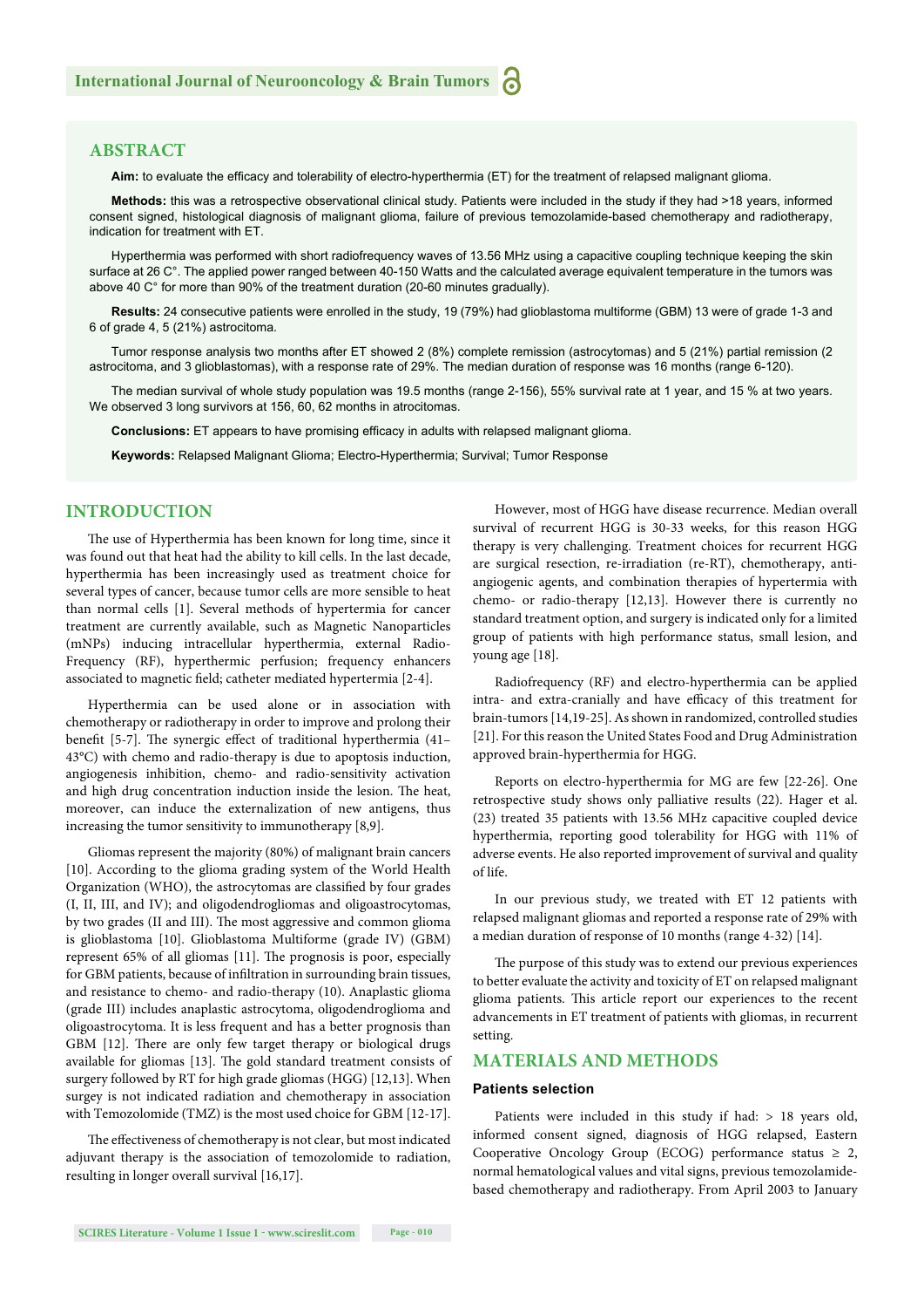## ABSTRACT

**Aim:** to evaluate the efficacy and tolerability of electro-hyperthermia (ET) for the treatment of relapsed malignant glioma.

**Methods:** this was a retrospective observational clinical study. Patients were included in the study if they had >18 years, informed consent signed, histological diagnosis of malignant glioma, failure of previous temozolamide-based chemotherapy and radiotherapy, indication for treatment with ET.

Hyperthermia was performed with short radiofrequency waves of 13.56 MHz using a capacitive coupling technique keeping the skin surface at 26 C°. The applied power ranged between 40-150 Watts and the calculated average equivalent temperature in the tumors was above 40 C° for more than 90% of the treatment duration (20-60 minutes gradually).

**Results:** 24 consecutive patients were enrolled in the study, 19 (79%) had glioblastoma multiforme (GBM) 13 were of grade 1-3 and 6 of grade 4, 5 (21%) astrocitoma.

Tumor response analysis two months after ET showed 2 (8%) complete remission (astrocytomas) and 5 (21%) partial remission (2 astrocitoma, and 3 glioblastomas), with a response rate of 29%. The median duration of response was 16 months (range 6-120).

The median survival of whole study population was 19.5 months (range 2-156), 55% survival rate at 1 year, and 15 % at two years. We observed 3 long survivors at 156, 60, 62 months in atrocitomas.

**Conclusions:** ET appears to have promising efficacy in adults with relapsed malignant glioma.

**Keywords:** Relapsed Malignant Glioma; Electro-Hyperthermia; Survival; Tumor Response

## INTRODUCTION

The use of Hyperthermia has been known for long time, since it was found out that heat had the ability to kill cells. In the last decade, hyperthermia has been increasingly used as treatment choice for several types of cancer, because tumor cells are more sensible to heat than normal cells [1]. Several methods of hypertermia for cancer treatment are currently available, such as Magnetic Nanoparticles (mNPs) inducing intracellular hyperthermia, external Radio-Frequency (RF), hyperthermic perfusion; frequency enhancers associated to magnetic field; catheter mediated hypertermia [2-4].

Hyperthermia can be used alone or in association with chemotherapy or radiotherapy in order to improve and prolong their benefit [5-7]. The synergic effect of traditional hyperthermia (41–43°C) with chemo and radio-therapy is due to apoptosis induction, angiogenesis inhibition, chemo- and radio-sensitivity activation and high drug concentration induction inside the lesion. The heat, moreover, can induce the externalization of new antigens, thus increasing the tumor sensitivity to immunotherapy [8,9].

Gliomas represent the majority (80%) of malignant brain cancers [10]. According to the glioma grading system of the World Health Organization (WHO), the astrocytomas are classified by four grades (I, II, III, and IV); and oligodendrogliomas and oligoastrocytomas, by two grades (II and III). The most aggressive and common glioma is glioblastoma [10]. Glioblastoma Multiforme (grade IV) (GBM) represent 65% of all gliomas [11]. The prognosis is poor, especially for GBM patients, because of infiltration in surrounding brain tissues, and resistance to chemo- and radio-therapy (10). Anaplastic glioma (grade III) includes anaplastic astrocytoma, oligodendroglioma and oligoastrocytoma. It is less frequent and has a better prognosis than GBM [12]. There are only few target therapy or biological drugs available for gliomas [13]. The gold standard treatment consists of surgery followed by RT for high grade gliomas (HGG) [12,13]. When surgey is not indicated radiation and chemotherapy in association with Temozolomide (TMZ) is the most used choice for GBM [12-17].

The effectiveness of chemotherapy is not clear, but most indicated adjuvant therapy is the association of temozolomide to radiation, resulting in longer overall survival [16,17].

However, most of HGG have disease recurrence. Median overall survival of recurrent HGG is 30-33 weeks, for this reason HGG therapy is very challenging. Treatment choices for recurrent HGG are surgical resection, re-irradiation (re-RT), chemotherapy, anti-angiogenic agents, and combination therapies of hypertermia with chemo- or radio-therapy [12,13]. However there is currently no standard treatment option, and surgery is indicated only for a limited group of patients with high performance status, small lesion, and young age [18].

Radiofrequency (RF) and electro-hyperthermia can be applied intra- and extra-cranially and have efficacy of this treatment for brain-tumors [14,19-25]. As shown in randomized, controlled studies [21]. For this reason the United States Food and Drug Administration approved brain-hyperthermia for HGG.

Reports on electro-hyperthermia for MG are few [22-26]. One retrospective study shows only palliative results (22). Hager et al. (23) treated 35 patients with 13.56 MHz capacitive coupled device hyperthermia, reporting good tolerability for HGG with 11% of adverse events. He also reported improvement of survival and quality of life.

In our previous study, we treated with ET 12 patients with relapsed malignant gliomas and reported a response rate of 29% with a median duration of response of 10 months (range 4-32) [14].

The purpose of this study was to extend our previous experiences to better evaluate the activity and toxicity of ET on relapsed malignant glioma patients. This article report our experiences to the recent advancements in ET treatment of patients with gliomas, in recurrent setting.

## MATERIALS AND METHODS

### Patients selection

Patients were included in this study if had: > 18 years old, informed consent signed, diagnosis of HGG relapsed, Eastern Cooperative Oncology Group (ECOG) performance status ≥ 2, normal hematological values and vital signs, previous temozolamide-based chemotherapy and radiotherapy. From April 2003 to January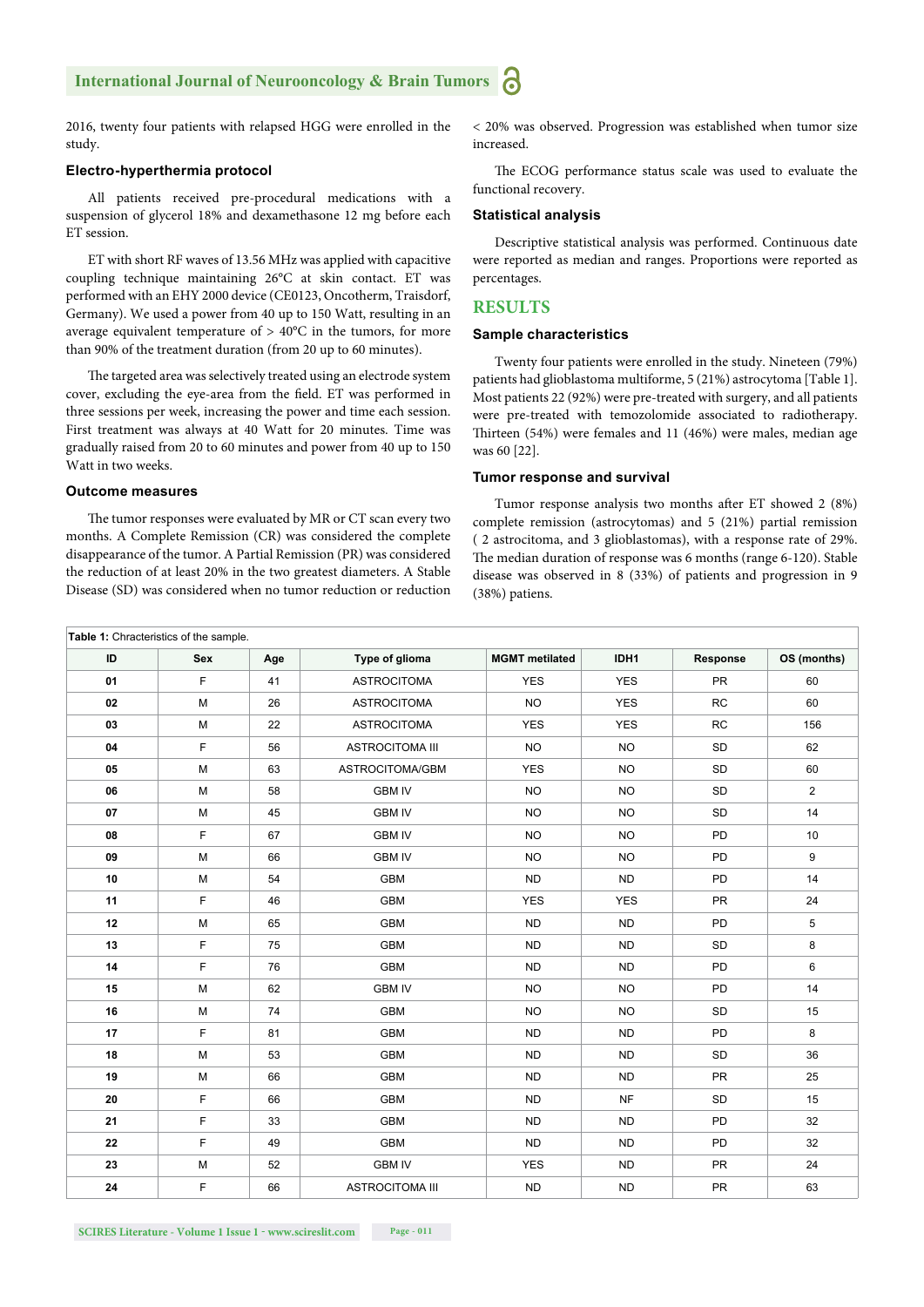2016, twenty four patients with relapsed HGG were enrolled in the study.

### Electro-hyperthermia protocol

All patients received pre-procedural medications with a suspension of glycerol 18% and dexamethasone 12 mg before each ET session.

ET with short RF waves of 13.56 MHz was applied with capacitive coupling technique maintaining 26°C at skin contact. ET was performed with an EHY 2000 device (CE0123, Oncotherm, Traisdorf, Germany). We used a power from 40 up to 150 Watt, resulting in an average equivalent temperature of > 40°C in the tumors, for more than 90% of the treatment duration (from 20 up to 60 minutes).

The targeted area was selectively treated using an electrode system cover, excluding the eye-area from the field. ET was performed in three sessions per week, increasing the power and time each session. First treatment was always at 40 Watt for 20 minutes. Time was gradually raised from 20 to 60 minutes and power from 40 up to 150 Watt in two weeks.

### Outcome measures

The tumor responses were evaluated by MR or CT scan every two months. A Complete Remission (CR) was considered the complete disappearance of the tumor. A Partial Remission (PR) was considered the reduction of at least 20% in the two greatest diameters. A Stable Disease (SD) was considered when no tumor reduction or reduction < 20% was observed. Progression was established when tumor size increased.

The ECOG performance status scale was used to evaluate the functional recovery.

### Statistical analysis

Descriptive statistical analysis was performed. Continuous date were reported as median and ranges. Proportions were reported as percentages.

## RESULTS

### Sample characteristics

Twenty four patients were enrolled in the study. Nineteen (79%) patients had glioblastoma multiforme, 5 (21%) astrocytoma [Table 1]. Most patients 22 (92%) were pre-treated with surgery, and all patients were pre-treated with temozolomide associated to radiotherapy. Thirteen (54%) were females and 11 (46%) were males, median age was 60 [22].

### Tumor response and survival

Tumor response analysis two months after ET showed 2 (8%) complete remission (astrocytomas) and 5 (21%) partial remission ( 2 astrocitoma, and 3 glioblastomas), with a response rate of 29%. The median duration of response was 6 months (range 6-120). Stable disease was observed in 8 (33%) of patients and progression in 9 (38%) patiens.

**Table 1:** Chracteristics of the sample.

| ID | Sex | Age | Type of glioma | MGMT metilated | IDH1 | Response | OS (months) |
|---|---|---|---|---|---|---|---|
| 01 | F | 41 | ASTROCITOMA | YES | YES | PR | 60 |
| 02 | M | 26 | ASTROCITOMA | NO | YES | RC | 60 |
| 03 | M | 22 | ASTROCITOMA | YES | YES | RC | 156 |
| 04 | F | 56 | ASTROCITOMA III | NO | NO | SD | 62 |
| 05 | M | 63 | ASTROCITOMA/GBM | YES | NO | SD | 60 |
| 06 | M | 58 | GBM IV | NO | NO | SD | 2 |
| 07 | M | 45 | GBM IV | NO | NO | SD | 14 |
| 08 | F | 67 | GBM IV | NO | NO | PD | 10 |
| 09 | M | 66 | GBM IV | NO | NO | PD | 9 |
| 10 | M | 54 | GBM | ND | ND | PD | 14 |
| 11 | F | 46 | GBM | YES | YES | PR | 24 |
| 12 | M | 65 | GBM | ND | ND | PD | 5 |
| 13 | F | 75 | GBM | ND | ND | SD | 8 |
| 14 | F | 76 | GBM | ND | ND | PD | 6 |
| 15 | M | 62 | GBM IV | NO | NO | PD | 14 |
| 16 | M | 74 | GBM | NO | NO | SD | 15 |
| 17 | F | 81 | GBM | ND | ND | PD | 8 |
| 18 | M | 53 | GBM | ND | ND | SD | 36 |
| 19 | M | 66 | GBM | ND | ND | PR | 25 |
| 20 | F | 66 | GBM | ND | NF | SD | 15 |
| 21 | F | 33 | GBM | ND | ND | PD | 32 |
| 22 | F | 49 | GBM | ND | ND | PD | 32 |
| 23 | M | 52 | GBM IV | YES | ND | PR | 24 |
| 24 | F | 66 | ASTROCITOMA III | ND | ND | PR | 63 |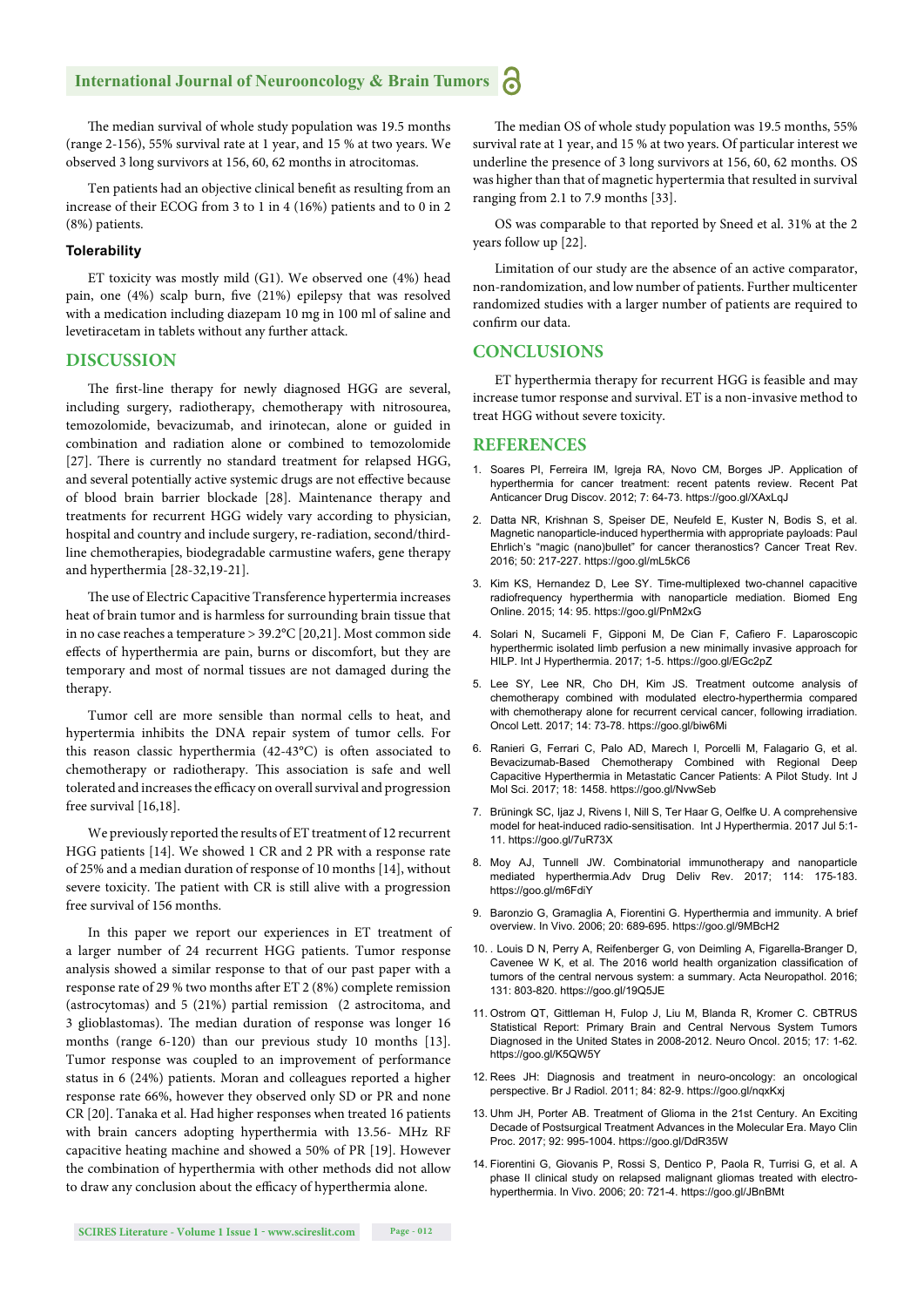The median survival of whole study population was 19.5 months (range 2-156), 55% survival rate at 1 year, and 15 % at two years. We observed 3 long survivors at 156, 60, 62 months in atrocitomas.

Ten patients had an objective clinical benefit as resulting from an increase of their ECOG from 3 to 1 in 4 (16%) patients and to 0 in 2 (8%) patients.

### Tolerability

ET toxicity was mostly mild (G1). We observed one (4%) head pain, one (4%) scalp burn, five (21%) epilepsy that was resolved with a medication including diazepam 10 mg in 100 ml of saline and levetiracetam in tablets without any further attack.

## DISCUSSION

The first-line therapy for newly diagnosed HGG are several, including surgery, radiotherapy, chemotherapy with nitrosourea, temozolomide, bevacizumab, and irinotecan, alone or guided in combination and radiation alone or combined to temozolomide [27]. There is currently no standard treatment for relapsed HGG, and several potentially active systemic drugs are not effective because of blood brain barrier blockade [28]. Maintenance therapy and treatments for recurrent HGG widely vary according to physician, hospital and country and include surgery, re-radiation, second/third-line chemotherapies, biodegradable carmustine wafers, gene therapy and hyperthermia [28-32,19-21].

The use of Electric Capacitive Transference hypertermia increases heat of brain tumor and is harmless for surrounding brain tissue that in no case reaches a temperature > 39.2°C [20,21]. Most common side effects of hyperthermia are pain, burns or discomfort, but they are temporary and most of normal tissues are not damaged during the therapy.

Tumor cell are more sensible than normal cells to heat, and hypertermia inhibits the DNA repair system of tumor cells. For this reason classic hyperthermia (42-43°C) is often associated to chemotherapy or radiotherapy. This association is safe and well tolerated and increases the efficacy on overall survival and progression free survival [16,18].

We previously reported the results of ET treatment of 12 recurrent HGG patients [14]. We showed 1 CR and 2 PR with a response rate of 25% and a median duration of response of 10 months [14], without severe toxicity. The patient with CR is still alive with a progression free survival of 156 months.

In this paper we report our experiences in ET treatment of a larger number of 24 recurrent HGG patients. Tumor response analysis showed a similar response to that of our past paper with a response rate of 29 % two months after ET 2 (8%) complete remission (astrocytomas) and 5 (21%) partial remission (2 astrocitoma, and 3 glioblastomas). The median duration of response was longer 16 months (range 6-120) than our previous study 10 months [13]. Tumor response was coupled to an improvement of performance status in 6 (24%) patients. Moran and colleagues reported a higher response rate 66%, however they observed only SD or PR and none CR [20]. Tanaka et al. Had higher responses when treated 16 patients with brain cancers adopting hyperthermia with 13.56- MHz RF capacitive heating machine and showed a 50% of PR [19]. However the combination of hyperthermia with other methods did not allow to draw any conclusion about the efficacy of hyperthermia alone.

The median OS of whole study population was 19.5 months, 55% survival rate at 1 year, and 15 % at two years. Of particular interest we underline the presence of 3 long survivors at 156, 60, 62 months. OS was higher than that of magnetic hypertermia that resulted in survival ranging from 2.1 to 7.9 months [33].

OS was comparable to that reported by Sneed et al. 31% at the 2 years follow up [22].

Limitation of our study are the absence of an active comparator, non-randomization, and low number of patients. Further multicenter randomized studies with a larger number of patients are required to confirm our data.

## CONCLUSIONS

ET hyperthermia therapy for recurrent HGG is feasible and may increase tumor response and survival. ET is a non-invasive method to treat HGG without severe toxicity.

## REFERENCES

1. Soares PI, Ferreira IM, Igreja RA, Novo CM, Borges JP. Application of hyperthermia for cancer treatment: recent patents review. Recent Pat Anticancer Drug Discov. 2012; 7: 64-73. https://goo.gl/XAxLqJ
2. Datta NR, Krishnan S, Speiser DE, Neufeld E, Kuster N, Bodis S, et al. Magnetic nanoparticle-induced hyperthermia with appropriate payloads: Paul Ehrlich's "magic (nano)bullet" for cancer theranostics? Cancer Treat Rev. 2016; 50: 217-227. https://goo.gl/mL5kC6
3. Kim KS, Hernandez D, Lee SY. Time-multiplexed two-channel capacitive radiofrequency hyperthermia with nanoparticle mediation. Biomed Eng Online. 2015; 14: 95. https://goo.gl/PnM2xG
4. Solari N, Sucameli F, Gipponi M, De Cian F, Cafiero F. Laparoscopic hyperthermic isolated limb perfusion a new minimally invasive approach for HILP. Int J Hyperthermia. 2017; 1-5. https://goo.gl/EGc2pZ
5. Lee SY, Lee NR, Cho DH, Kim JS. Treatment outcome analysis of chemotherapy combined with modulated electro-hyperthermia compared with chemotherapy alone for recurrent cervical cancer, following irradiation. Oncol Lett. 2017; 14: 73-78. https://goo.gl/biw6Mi
6. Ranieri G, Ferrari C, Palo AD, Marech I, Porcelli M, Falagario G, et al. Bevacizumab-Based Chemotherapy Combined with Regional Deep Capacitive Hyperthermia in Metastatic Cancer Patients: A Pilot Study. Int J Mol Sci. 2017; 18: 1458. https://goo.gl/NvwSeb
7. Brüningk SC, Ijaz J, Rivens I, Nill S, Ter Haar G, Oelfke U. A comprehensive model for heat-induced radio-sensitisation. Int J Hyperthermia. 2017 Jul 5:1-11. https://goo.gl/7uR73X
8. Moy AJ, Tunnell JW. Combinatorial immunotherapy and nanoparticle mediated hyperthermia.Adv Drug Deliv Rev. 2017; 114: 175-183. https://goo.gl/m6FdiY
9. Baronzio G, Gramaglia A, Fiorentini G. Hyperthermia and immunity. A brief overview. In Vivo. 2006; 20: 689-695. https://goo.gl/9MBcH2
10. . Louis D N, Perry A, Reifenberger G, von Deimling A, Figarella-Branger D, Cavenee W K, et al. The 2016 world health organization classification of tumors of the central nervous system: a summary. Acta Neuropathol. 2016; 131: 803-820. https://goo.gl/19Q5JE
11. Ostrom QT, Gittleman H, Fulop J, Liu M, Blanda R, Kromer C. CBTRUS Statistical Report: Primary Brain and Central Nervous System Tumors Diagnosed in the United States in 2008-2012. Neuro Oncol. 2015; 17: 1-62. https://goo.gl/K5QW5Y
12. Rees JH: Diagnosis and treatment in neuro-oncology: an oncological perspective. Br J Radiol. 2011; 84: 82-9. https://goo.gl/nqxKxj
13. Uhm JH, Porter AB. Treatment of Glioma in the 21st Century. An Exciting Decade of Postsurgical Treatment Advances in the Molecular Era. Mayo Clin Proc. 2017; 92: 995-1004. https://goo.gl/DdR35W
14. Fiorentini G, Giovanis P, Rossi S, Dentico P, Paola R, Turrisi G, et al. A phase II clinical study on relapsed malignant gliomas treated with electro-hyperthermia. In Vivo. 2006; 20: 721-4. https://goo.gl/JBnBMt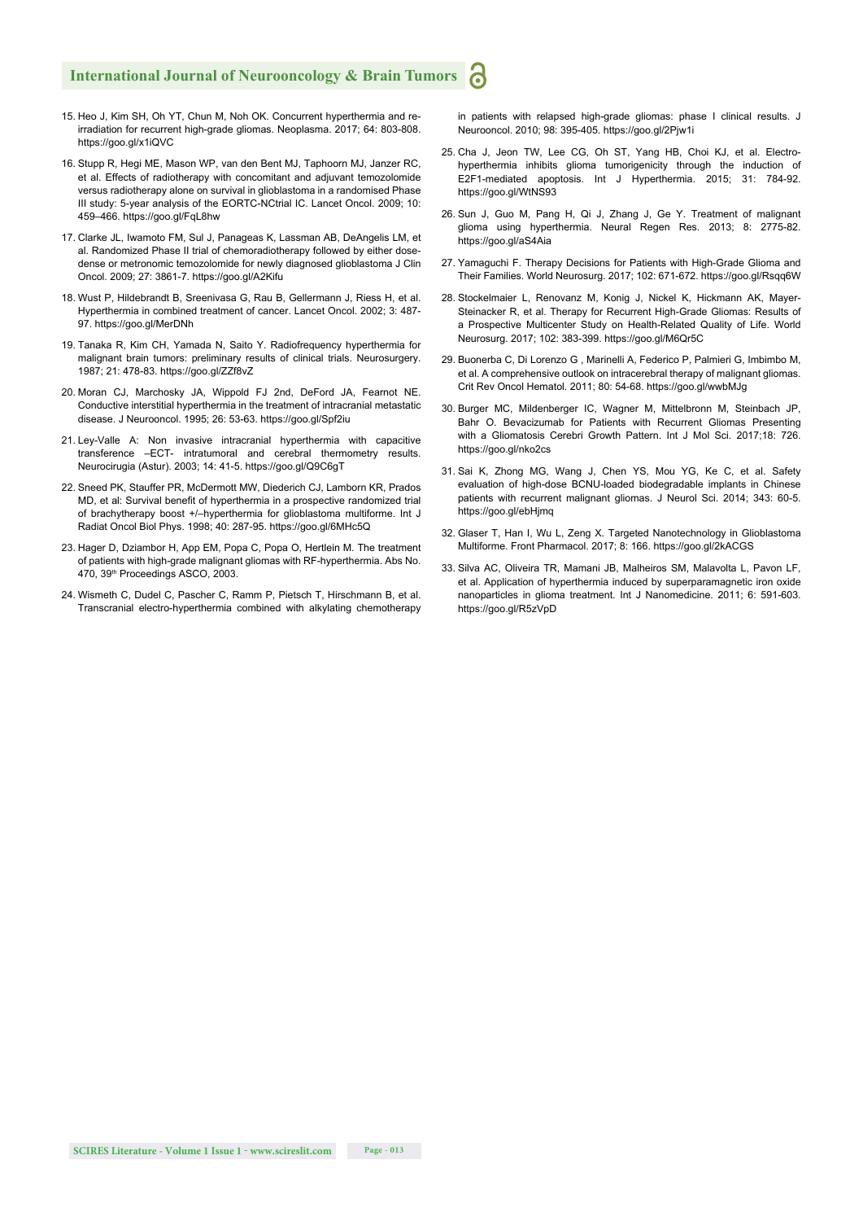15. Heo J, Kim SH, Oh YT, Chun M, Noh OK. Concurrent hyperthermia and re-irradiation for recurrent high-grade gliomas. Neoplasma. 2017; 64: 803-808. https://goo.gl/x1iQVC

16. Stupp R, Hegi ME, Mason WP, van den Bent MJ, Taphoorn MJ, Janzer RC, et al. Effects of radiotherapy with concomitant and adjuvant temozolomide versus radiotherapy alone on survival in glioblastoma in a randomised Phase III study: 5-year analysis of the EORTC-NCtrial IC. Lancet Oncol. 2009; 10: 459–466. https://goo.gl/FqL8hw

17. Clarke JL, Iwamoto FM, Sul J, Panageas K, Lassman AB, DeAngelis LM, et al. Randomized Phase II trial of chemoradiotherapy followed by either dose-dense or metronomic temozolomide for newly diagnosed glioblastoma J Clin Oncol. 2009; 27: 3861-7. https://goo.gl/A2Kifu

18. Wust P, Hildebrandt B, Sreenivasa G, Rau B, Gellermann J, Riess H, et al. Hyperthermia in combined treatment of cancer. Lancet Oncol. 2002; 3: 487-97. https://goo.gl/MerDNh

19. Tanaka R, Kim CH, Yamada N, Saito Y. Radiofrequency hyperthermia for malignant brain tumors: preliminary results of clinical trials. Neurosurgery. 1987; 21: 478-83. https://goo.gl/ZZf8vZ

20. Moran CJ, Marchosky JA, Wippold FJ 2nd, DeFord JA, Fearnot NE. Conductive interstitial hyperthermia in the treatment of intracranial metastatic disease. J Neurooncol. 1995; 26: 53-63. https://goo.gl/Spf2iu

21. Ley-Valle A: Non invasive intracranial hyperthermia with capacitive transference –ECT- intratumoral and cerebral thermometry results. Neurocirugia (Astur). 2003; 14: 41-5. https://goo.gl/Q9C6gT

22. Sneed PK, Stauffer PR, McDermott MW, Diederich CJ, Lamborn KR, Prados MD, et al: Survival benefit of hyperthermia in a prospective randomized trial of brachytherapy boost +/–hyperthermia for glioblastoma multiforme. Int J Radiat Oncol Biol Phys. 1998; 40: 287-95. https://goo.gl/6MHc5Q

23. Hager D, Dziambor H, App EM, Popa C, Popa O, Hertlein M. The treatment of patients with high-grade malignant gliomas with RF-hyperthermia. Abs No. 470, 39th Proceedings ASCO, 2003.

24. Wismeth C, Dudel C, Pascher C, Ramm P, Pietsch T, Hirschmann B, et al. Transcranial electro-hyperthermia combined with alkylating chemotherapy in patients with relapsed high-grade gliomas: phase I clinical results. J Neurooncol. 2010; 98: 395-405. https://goo.gl/2Pjw1i

25. Cha J, Jeon TW, Lee CG, Oh ST, Yang HB, Choi KJ, et al. Electro-hyperthermia inhibits glioma tumorigenicity through the induction of E2F1-mediated apoptosis. Int J Hyperthermia. 2015; 31: 784-92. https://goo.gl/WtNS93

26. Sun J, Guo M, Pang H, Qi J, Zhang J, Ge Y. Treatment of malignant glioma using hyperthermia. Neural Regen Res. 2013; 8: 2775-82. https://goo.gl/aS4Aia

27. Yamaguchi F. Therapy Decisions for Patients with High-Grade Glioma and Their Families. World Neurosurg. 2017; 102: 671-672. https://goo.gl/Rsqq6W

28. Stockelmaier L, Renovanz M, Konig J, Nickel K, Hickmann AK, Mayer-Steinacker R, et al. Therapy for Recurrent High-Grade Gliomas: Results of a Prospective Multicenter Study on Health-Related Quality of Life. World Neurosurg. 2017; 102: 383-399. https://goo.gl/M6Qr5C

29. Buonerba C, Di Lorenzo G , Marinelli A, Federico P, Palmieri G, Imbimbo M, et al. A comprehensive outlook on intracerebral therapy of malignant gliomas. Crit Rev Oncol Hematol. 2011; 80: 54-68. https://goo.gl/wwbMJg

30. Burger MC, Mildenberger IC, Wagner M, Mittelbronn M, Steinbach JP, Bahr O. Bevacizumab for Patients with Recurrent Gliomas Presenting with a Gliomatosis Cerebri Growth Pattern. Int J Mol Sci. 2017;18: 726. https://goo.gl/nko2cs

31. Sai K, Zhong MG, Wang J, Chen YS, Mou YG, Ke C, et al. Safety evaluation of high-dose BCNU-loaded biodegradable implants in Chinese patients with recurrent malignant gliomas. J Neurol Sci. 2014; 343: 60-5. https://goo.gl/ebHjmq

32. Glaser T, Han I, Wu L, Zeng X. Targeted Nanotechnology in Glioblastoma Multiforme. Front Pharmacol. 2017; 8: 166. https://goo.gl/2kACGS

33. Silva AC, Oliveira TR, Mamani JB, Malheiros SM, Malavolta L, Pavon LF, et al. Application of hyperthermia induced by superparamagnetic iron oxide nanoparticles in glioma treatment. Int J Nanomedicine. 2011; 6: 591-603. https://goo.gl/R5zVpD